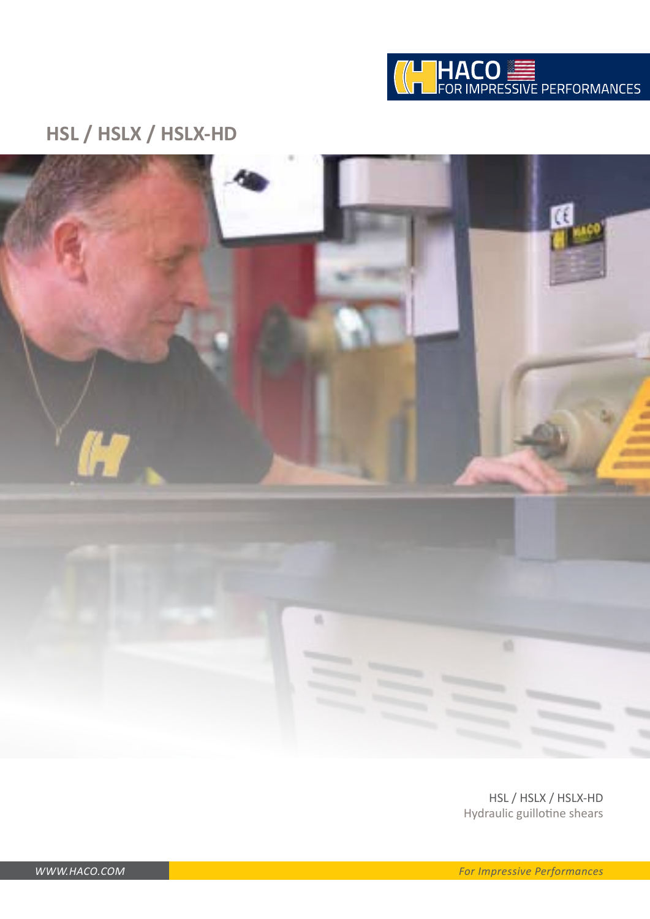HACO
FOR IMPRESSIVE PERFORMANCES

# HSL / HSLX / HSLX-HD

HSL / HSLX / HSLX-HD
Hydraulic guillotine shears

WWW.HACO.COM

*For Impressive Performances*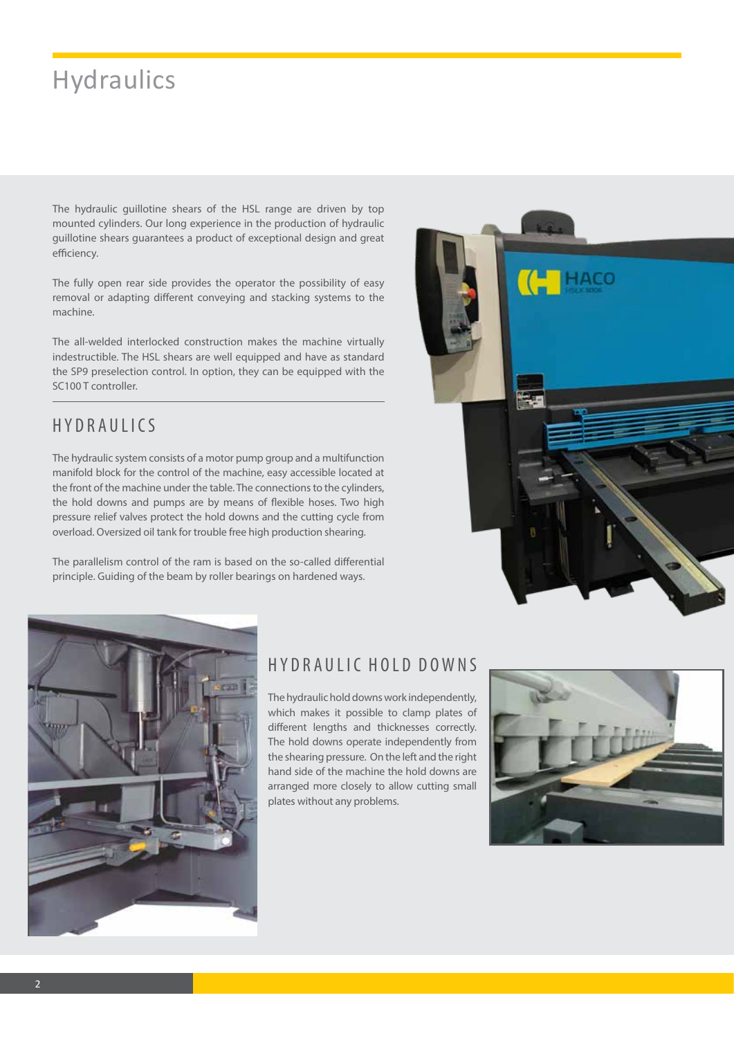# Hydraulics

The hydraulic guillotine shears of the HSL range are driven by top mounted cylinders. Our long experience in the production of hydraulic guillotine shears guarantees a product of exceptional design and great efficiency.

The fully open rear side provides the operator the possibility of easy removal or adapting different conveying and stacking systems to the machine.

The all-welded interlocked construction makes the machine virtually indestructible. The HSL shears are well equipped and have as standard the SP9 preselection control. In option, they can be equipped with the SC100 T controller.

## HYDRAULICS

The hydraulic system consists of a motor pump group and a multifunction manifold block for the control of the machine, easy accessible located at the front of the machine under the table. The connections to the cylinders, the hold downs and pumps are by means of flexible hoses. Two high pressure relief valves protect the hold downs and the cutting cycle from overload. Oversized oil tank for trouble free high production shearing.

The parallelism control of the ram is based on the so-called differential principle. Guiding of the beam by roller bearings on hardened ways.

## HYDRAULIC HOLD DOWNS

The hydraulic hold downs work independently, which makes it possible to clamp plates of different lengths and thicknesses correctly. The hold downs operate independently from the shearing pressure. On the left and the right hand side of the machine the hold downs are arranged more closely to allow cutting small plates without any problems.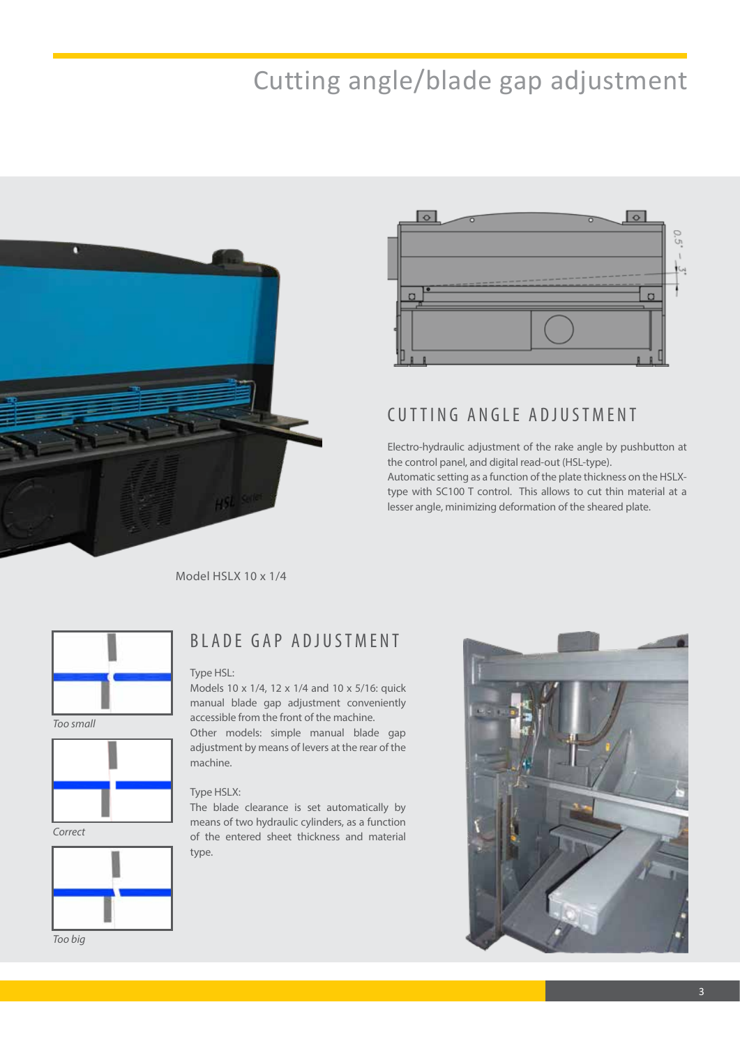# Cutting angle/blade gap adjustment

Model HSLX 10 x 1/4

## CUTTING ANGLE ADJUSTMENT

Electro-hydraulic adjustment of the rake angle by pushbutton at the control panel, and digital read-out (HSL-type).
Automatic setting as a function of the plate thickness on the HSLX-type with SC100 T control. This allows to cut thin material at a lesser angle, minimizing deformation of the sheared plate.

*Too small*

*Correct*

*Too big*

## BLADE GAP ADJUSTMENT

Type HSL:
Models 10 x 1/4, 12 x 1/4 and 10 x 5/16: quick manual blade gap adjustment conveniently accessible from the front of the machine.
Other models: simple manual blade gap adjustment by means of levers at the rear of the machine.

Type HSLX:
The blade clearance is set automatically by means of two hydraulic cylinders, as a function of the entered sheet thickness and material type.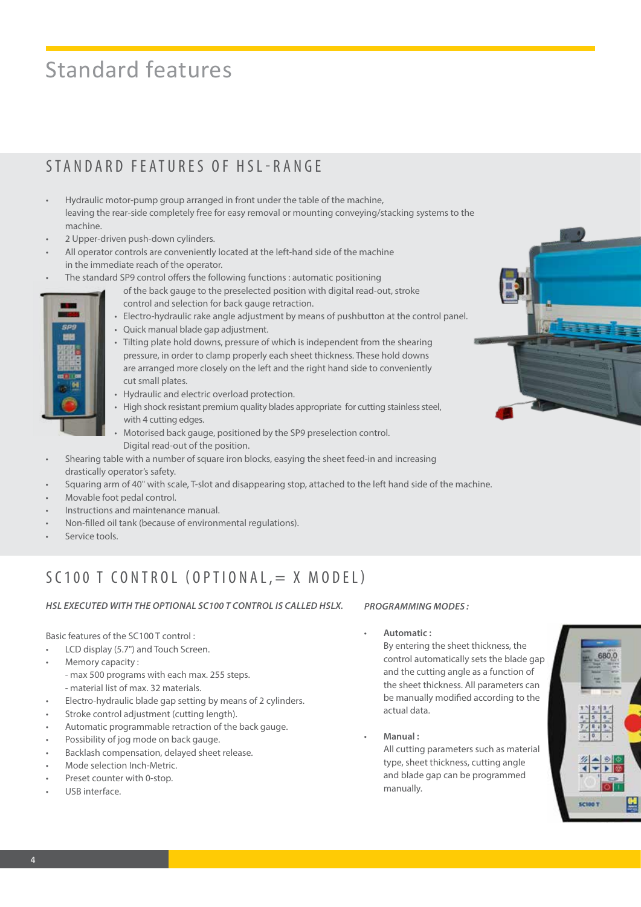# Standard features

## STANDARD FEATURES OF HSL-RANGE

- Hydraulic motor-pump group arranged in front under the table of the machine, leaving the rear-side completely free for easy removal or mounting conveying/stacking systems to the machine.
- 2 Upper-driven push-down cylinders.
- All operator controls are conveniently located at the left-hand side of the machine in the immediate reach of the operator.
- The standard SP9 control offers the following functions : automatic positioning of the back gauge to the preselected position with digital read-out, stroke control and selection for back gauge retraction.
  - Electro-hydraulic rake angle adjustment by means of pushbutton at the control panel.
  - Quick manual blade gap adjustment.
  - Tilting plate hold downs, pressure of which is independent from the shearing pressure, in order to clamp properly each sheet thickness. These hold downs are arranged more closely on the left and the right hand side to conveniently cut small plates.
  - Hydraulic and electric overload protection.
  - High shock resistant premium quality blades appropriate for cutting stainless steel, with 4 cutting edges.
  - Motorised back gauge, positioned by the SP9 preselection control. Digital read-out of the position.
- Shearing table with a number of square iron blocks, easying the sheet feed-in and increasing drastically operator's safety.
- Squaring arm of 40" with scale, T-slot and disappearing stop, attached to the left hand side of the machine.
- Movable foot pedal control.
- Instructions and maintenance manual.
- Non-filled oil tank (because of environmental regulations).
- Service tools.

## SC100 T CONTROL (OPTIONAL,= X MODEL)

***HSL EXECUTED WITH THE OPTIONAL SC100 T CONTROL IS CALLED HSLX.***

Basic features of the SC100 T control :

- LCD display (5.7") and Touch Screen.
- Memory capacity :
  - max 500 programs with each max. 255 steps.
  - material list of max. 32 materials.
- Electro-hydraulic blade gap setting by means of 2 cylinders.
- Stroke control adjustment (cutting length).
- Automatic programmable retraction of the back gauge.
- Possibility of jog mode on back gauge.
- Backlash compensation, delayed sheet release.
- Mode selection Inch-Metric.
- Preset counter with 0-stop.
- USB interface.

***PROGRAMMING MODES :***

- **Automatic :**
  By entering the sheet thickness, the control automatically sets the blade gap and the cutting angle as a function of the sheet thickness. All parameters can be manually modified according to the actual data.
- **Manual :**
  All cutting parameters such as material type, sheet thickness, cutting angle and blade gap can be programmed manually.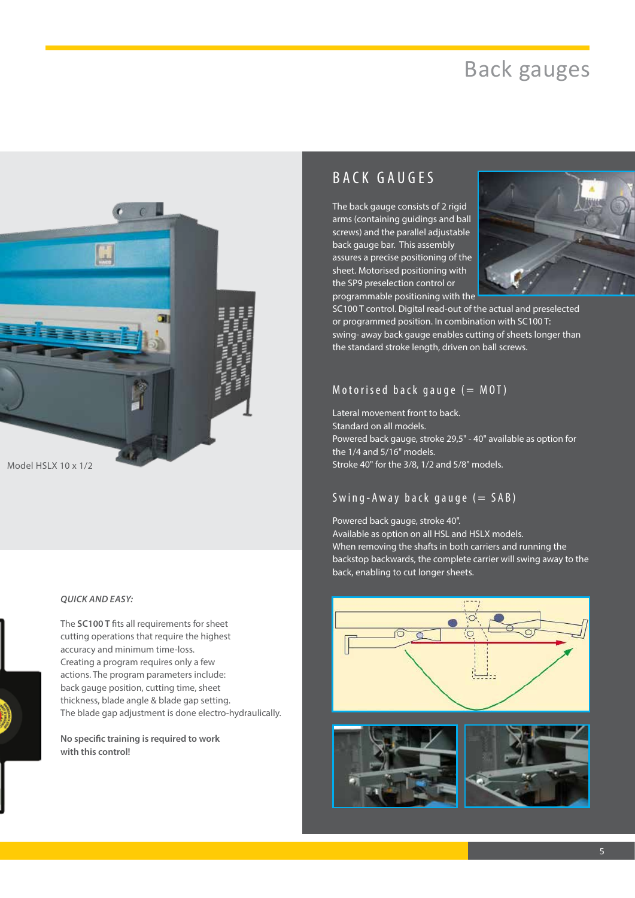# Back gauges

Model HSLX 10 x 1/2

*QUICK AND EASY:*

The **SC100 T** fits all requirements for sheet cutting operations that require the highest accuracy and minimum time-loss. Creating a program requires only a few actions. The program parameters include: back gauge position, cutting time, sheet thickness, blade angle & blade gap setting. The blade gap adjustment is done electro-hydraulically.

**No specific training is required to work with this control!**

## BACK GAUGES

The back gauge consists of 2 rigid arms (containing guidings and ball screws) and the parallel adjustable back gauge bar. This assembly assures a precise positioning of the sheet. Motorised positioning with the SP9 preselection control or programmable positioning with the SC100 T control. Digital read-out of the actual and preselected or programmed position. In combination with SC100 T: swing- away back gauge enables cutting of sheets longer than the standard stroke length, driven on ball screws.

### Motorised back gauge (= MOT)

Lateral movement front to back.
Standard on all models.
Powered back gauge, stroke 29,5" - 40" available as option for the 1/4 and 5/16" models.
Stroke 40" for the 3/8, 1/2 and 5/8" models.

### Swing-Away back gauge (= SAB)

Powered back gauge, stroke 40".
Available as option on all HSL and HSLX models.
When removing the shafts in both carriers and running the backstop backwards, the complete carrier will swing away to the back, enabling to cut longer sheets.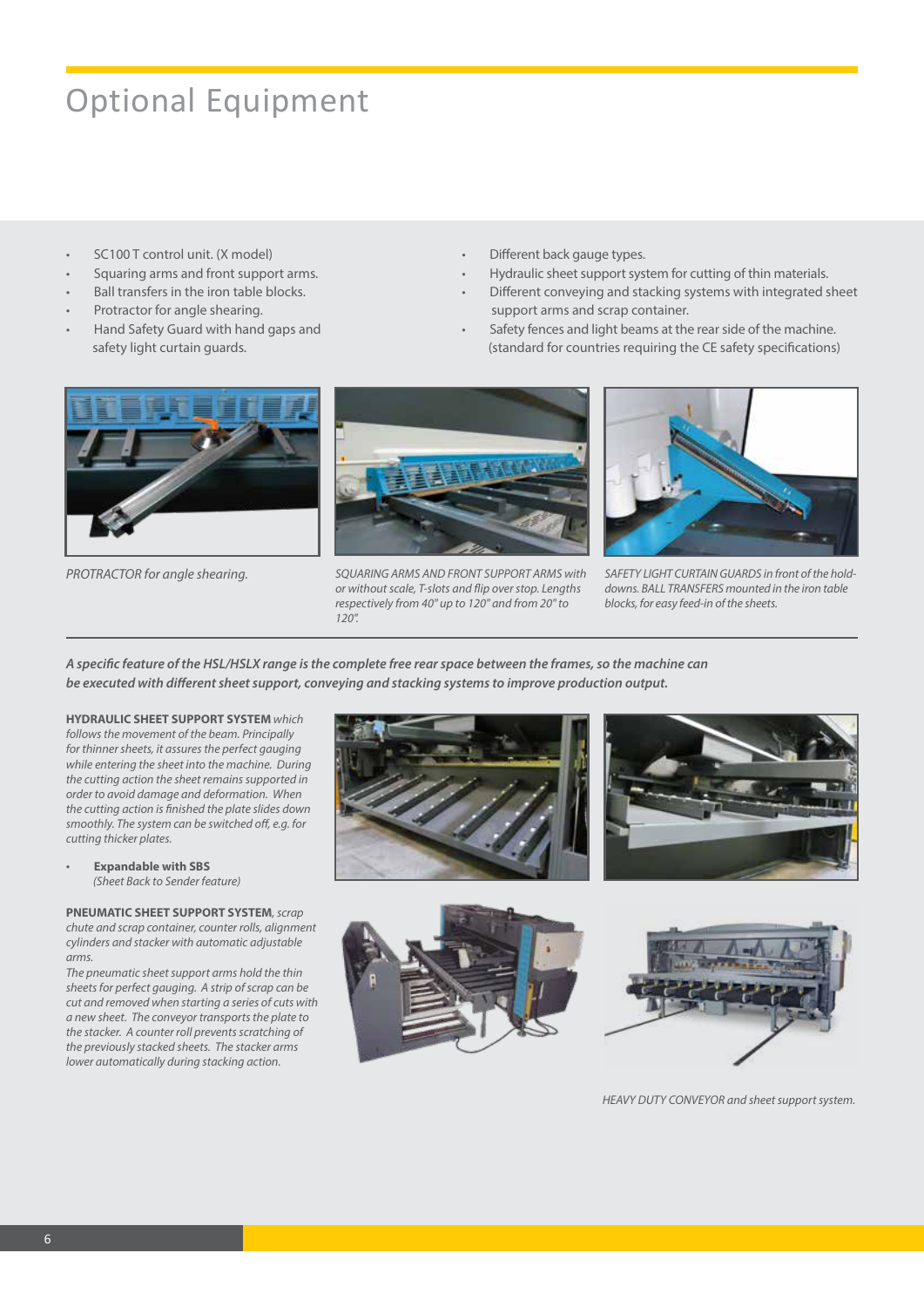# Optional Equipment

- SC100 T control unit. (X model)
- Squaring arms and front support arms.
- Ball transfers in the iron table blocks.
- Protractor for angle shearing.
- Hand Safety Guard with hand gaps and safety light curtain guards.
- Different back gauge types.
- Hydraulic sheet support system for cutting of thin materials.
- Different conveying and stacking systems with integrated sheet support arms and scrap container.
- Safety fences and light beams at the rear side of the machine. (standard for countries requiring the CE safety specifications)

*PROTRACTOR for angle shearing.*

*SQUARING ARMS AND FRONT SUPPORT ARMS with or without scale, T-slots and flip over stop. Lengths respectively from 40" up to 120" and from 20" to 120".*

*SAFETY LIGHT CURTAIN GUARDS in front of the hold-downs. BALL TRANSFERS mounted in the iron table blocks, for easy feed-in of the sheets.*

***A specific feature of the HSL/HSLX range is the complete free rear space between the frames, so the machine can be executed with different sheet support, conveying and stacking systems to improve production output.***

**HYDRAULIC SHEET SUPPORT SYSTEM** *which follows the movement of the beam. Principally for thinner sheets, it assures the perfect gauging while entering the sheet into the machine. During the cutting action the sheet remains supported in order to avoid damage and deformation. When the cutting action is finished the plate slides down smoothly. The system can be switched off, e.g. for cutting thicker plates.*

- **Expandable with SBS**
  *(Sheet Back to Sender feature)*

**PNEUMATIC SHEET SUPPORT SYSTEM**, *scrap chute and scrap container, counter rolls, alignment cylinders and stacker with automatic adjustable arms.*
*The pneumatic sheet support arms hold the thin sheets for perfect gauging. A strip of scrap can be cut and removed when starting a series of cuts with a new sheet. The conveyor transports the plate to the stacker. A counter roll prevents scratching of the previously stacked sheets. The stacker arms lower automatically during stacking action.*

*HEAVY DUTY CONVEYOR and sheet support system.*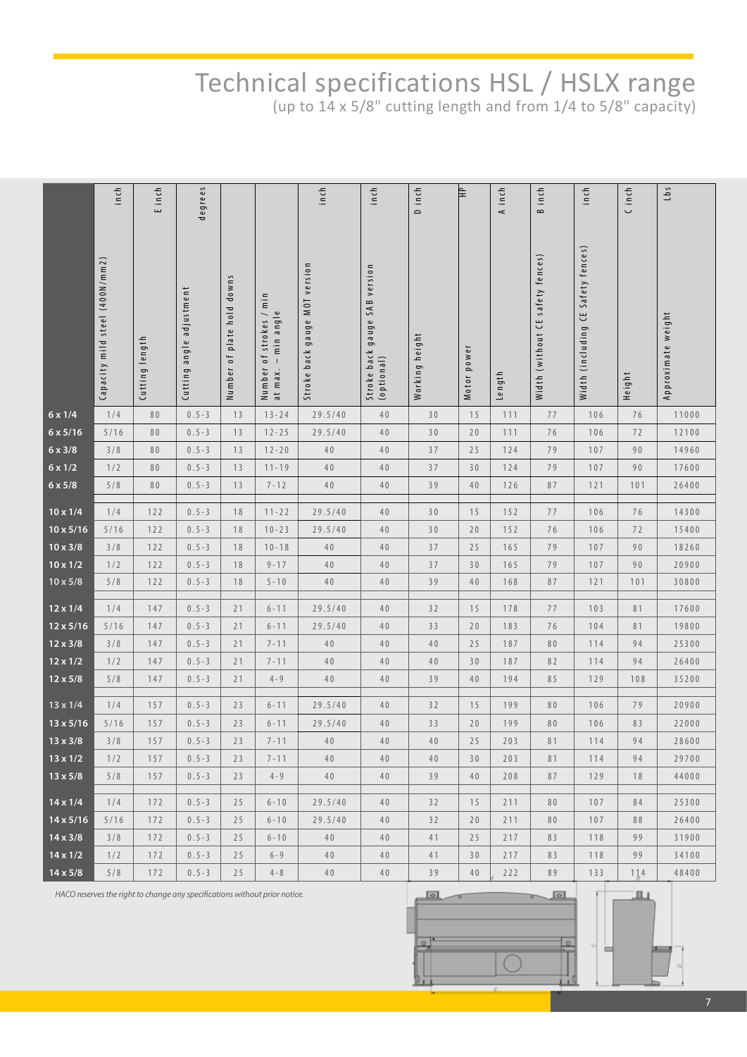# Technical specifications HSL / HSLX range

(up to 14 x 5/8" cutting length and from 1/4 to 5/8" capacity)

| | Capacity mild steel (400N/mm2) inch | Cutting length E inch | Cutting angle adjustment degrees | Number of plate hold downs | Number of strokes / min at max. – min angle | Stroke back gauge MOT version inch | Stroke back gauge SAB version (optional) inch | Working height D inch | Motor power HP | Length A inch | Width (without CE safety fences) B inch | Width (including CE Safety fences) inch | Height C inch | Approximate weight Lbs |
|---|---|---|---|---|---|---|---|---|---|---|---|---|---|---|
| 6 x 1/4 | 1/4 | 80 | 0.5-3 | 13 | 13-24 | 29.5/40 | 40 | 30 | 15 | 111 | 77 | 106 | 76 | 11000 |
| 6 x 5/16 | 5/16 | 80 | 0.5-3 | 13 | 12-25 | 29.5/40 | 40 | 30 | 20 | 111 | 76 | 106 | 72 | 12100 |
| 6 x 3/8 | 3/8 | 80 | 0.5-3 | 13 | 12-20 | 40 | 40 | 37 | 25 | 124 | 79 | 107 | 90 | 14960 |
| 6 x 1/2 | 1/2 | 80 | 0.5-3 | 13 | 11-19 | 40 | 40 | 37 | 30 | 124 | 79 | 107 | 90 | 17600 |
| 6 x 5/8 | 5/8 | 80 | 0.5-3 | 13 | 7-12 | 40 | 40 | 39 | 40 | 126 | 87 | 121 | 101 | 26400 |
| 10 x 1/4 | 1/4 | 122 | 0.5-3 | 18 | 11-22 | 29.5/40 | 40 | 30 | 15 | 152 | 77 | 106 | 76 | 14300 |
| 10 x 5/16 | 5/16 | 122 | 0.5-3 | 18 | 10-23 | 29.5/40 | 40 | 30 | 20 | 152 | 76 | 106 | 72 | 15400 |
| 10 x 3/8 | 3/8 | 122 | 0.5-3 | 18 | 10-18 | 40 | 40 | 37 | 25 | 165 | 79 | 107 | 90 | 18260 |
| 10 x 1/2 | 1/2 | 122 | 0.5-3 | 18 | 9-17 | 40 | 40 | 37 | 30 | 165 | 79 | 107 | 90 | 20900 |
| 10 x 5/8 | 5/8 | 122 | 0.5-3 | 18 | 5-10 | 40 | 40 | 39 | 40 | 168 | 87 | 121 | 101 | 30800 |
| 12 x 1/4 | 1/4 | 147 | 0.5-3 | 21 | 6-11 | 29.5/40 | 40 | 32 | 15 | 178 | 77 | 103 | 81 | 17600 |
| 12 x 5/16 | 5/16 | 147 | 0.5-3 | 21 | 6-11 | 29.5/40 | 40 | 33 | 20 | 183 | 76 | 104 | 81 | 19800 |
| 12 x 3/8 | 3/8 | 147 | 0.5-3 | 21 | 7-11 | 40 | 40 | 40 | 25 | 187 | 80 | 114 | 94 | 25300 |
| 12 x 1/2 | 1/2 | 147 | 0.5-3 | 21 | 7-11 | 40 | 40 | 40 | 30 | 187 | 82 | 114 | 94 | 26400 |
| 12 x 5/8 | 5/8 | 147 | 0.5-3 | 21 | 4-9 | 40 | 40 | 39 | 40 | 194 | 85 | 129 | 108 | 35200 |
| 13 x 1/4 | 1/4 | 157 | 0.5-3 | 23 | 6-11 | 29.5/40 | 40 | 32 | 15 | 199 | 80 | 106 | 79 | 20900 |
| 13 x 5/16 | 5/16 | 157 | 0.5-3 | 23 | 6-11 | 29.5/40 | 40 | 33 | 20 | 199 | 80 | 106 | 83 | 22000 |
| 13 x 3/8 | 3/8 | 157 | 0.5-3 | 23 | 7-11 | 40 | 40 | 40 | 25 | 203 | 81 | 114 | 94 | 28600 |
| 13 x 1/2 | 1/2 | 157 | 0.5-3 | 23 | 7-11 | 40 | 40 | 40 | 30 | 203 | 81 | 114 | 94 | 29700 |
| 13 x 5/8 | 5/8 | 157 | 0.5-3 | 23 | 4-9 | 40 | 40 | 39 | 40 | 208 | 87 | 129 | 18 | 44000 |
| 14 x 1/4 | 1/4 | 172 | 0.5-3 | 25 | 6-10 | 29.5/40 | 40 | 32 | 15 | 211 | 80 | 107 | 84 | 25300 |
| 14 x 5/16 | 5/16 | 172 | 0.5-3 | 25 | 6-10 | 29.5/40 | 40 | 32 | 20 | 211 | 80 | 107 | 88 | 26400 |
| 14 x 3/8 | 3/8 | 172 | 0.5-3 | 25 | 6-10 | 40 | 40 | 41 | 25 | 217 | 83 | 118 | 99 | 31900 |
| 14 x 1/2 | 1/2 | 172 | 0.5-3 | 25 | 6-9 | 40 | 40 | 41 | 30 | 217 | 83 | 118 | 99 | 34100 |
| 14 x 5/8 | 5/8 | 172 | 0.5-3 | 25 | 4-8 | 40 | 40 | 39 | 40 | 222 | 89 | 133 | 114 | 48400 |

*HACO reserves the right to change any specifications without prior notice.*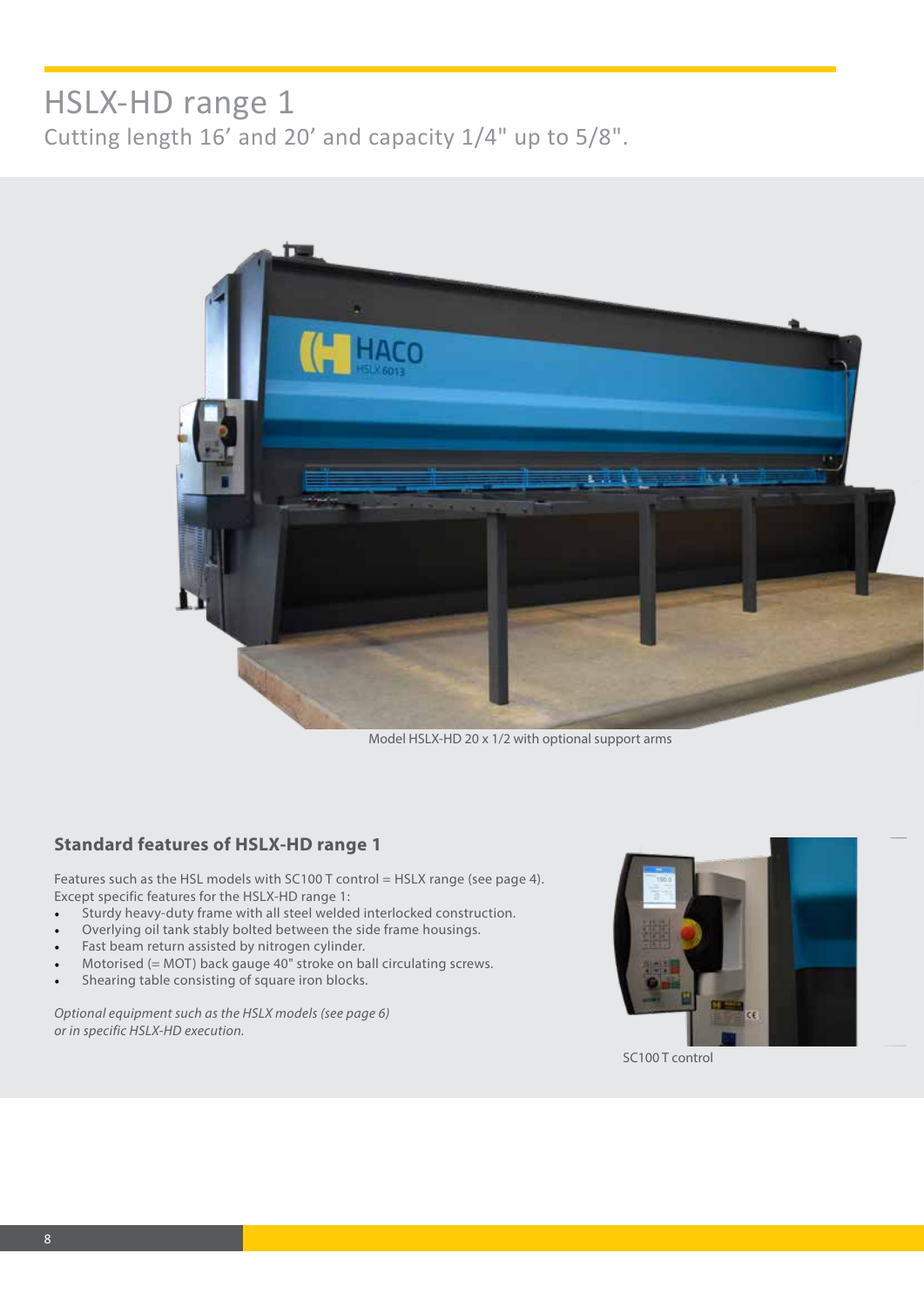# HSLX-HD range 1

Cutting length 16’ and 20’ and capacity 1/4" up to 5/8".

Model HSLX-HD 20 x 1/2 with optional support arms

### Standard features of HSLX-HD range 1

Features such as the HSL models with SC100 T control = HSLX range (see page 4).
Except specific features for the HSLX-HD range 1:

- Sturdy heavy-duty frame with all steel welded interlocked construction.
- Overlying oil tank stably bolted between the side frame housings.
- Fast beam return assisted by nitrogen cylinder.
- Motorised (= MOT) back gauge 40" stroke on ball circulating screws.
- Shearing table consisting of square iron blocks.

*Optional equipment such as the HSLX models (see page 6) or in specific HSLX-HD execution.*

SC100 T control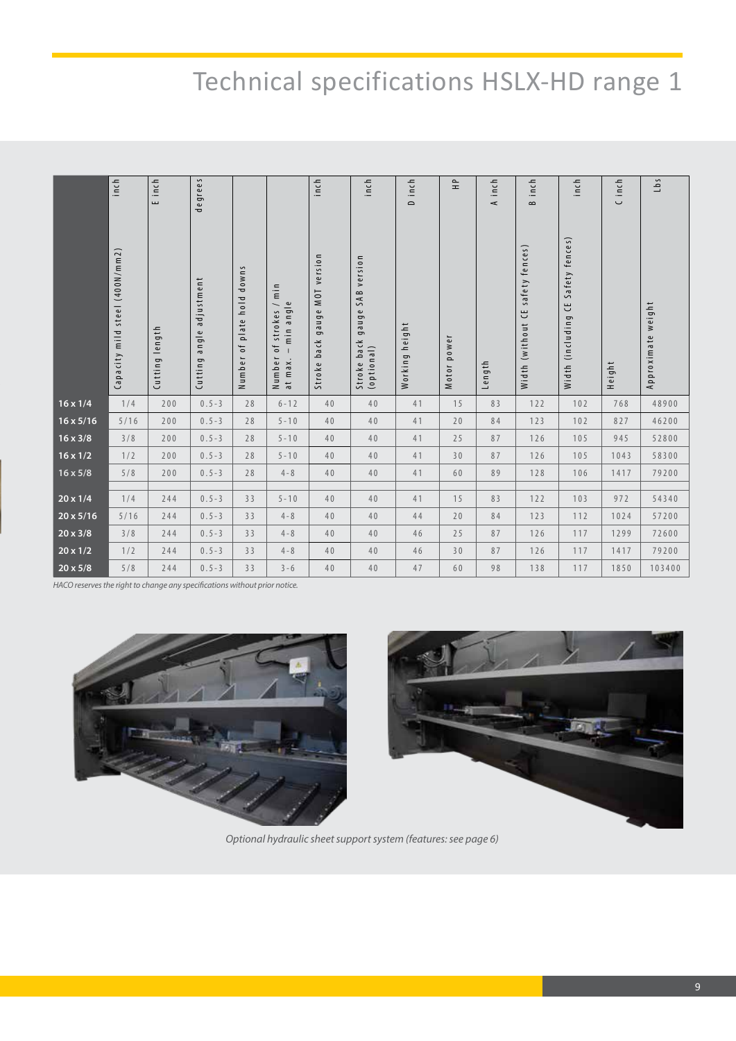# Technical specifications HSLX-HD range 1

| | Capacity mild steel (400N/mm2) inch | Cutting length E inch | Cutting angle adjustment degrees | Number of plate hold downs | Number of strokes / min at max. – min angle | Stroke back gauge MOT version inch | Stroke back gauge SAB version (optional) inch | Working height D inch | Motor power HP | Length A inch | Width (without CE safety fences) B inch | Width (including CE Safety fences) inch | Height C inch | Approximate weight Lbs |
|---|---|---|---|---|---|---|---|---|---|---|---|---|---|---|
| **16 x 1/4** | 1/4 | 200 | 0.5 - 3 | 28 | 6 - 12 | 40 | 40 | 41 | 15 | 83 | 122 | 102 | 768 | 48900 |
| **16 x 5/16** | 5/16 | 200 | 0.5 - 3 | 28 | 5 - 10 | 40 | 40 | 41 | 20 | 84 | 123 | 102 | 827 | 46200 |
| **16 x 3/8** | 3/8 | 200 | 0.5 - 3 | 28 | 5 - 10 | 40 | 40 | 41 | 25 | 87 | 126 | 105 | 945 | 52800 |
| **16 x 1/2** | 1/2 | 200 | 0.5 - 3 | 28 | 5 - 10 | 40 | 40 | 41 | 30 | 87 | 126 | 105 | 1043 | 58300 |
| **16 x 5/8** | 5/8 | 200 | 0.5 - 3 | 28 | 4 - 8 | 40 | 40 | 41 | 60 | 89 | 128 | 106 | 1417 | 79200 |
| | | | | | | | | | | | | | | |
| **20 x 1/4** | 1/4 | 244 | 0.5 - 3 | 33 | 5 - 10 | 40 | 40 | 41 | 15 | 83 | 122 | 103 | 972 | 54340 |
| **20 x 5/16** | 5/16 | 244 | 0.5 - 3 | 33 | 4 - 8 | 40 | 40 | 44 | 20 | 84 | 123 | 112 | 1024 | 57200 |
| **20 x 3/8** | 3/8 | 244 | 0.5 - 3 | 33 | 4 - 8 | 40 | 40 | 46 | 25 | 87 | 126 | 117 | 1299 | 72600 |
| **20 x 1/2** | 1/2 | 244 | 0.5 - 3 | 33 | 4 - 8 | 40 | 40 | 46 | 30 | 87 | 126 | 117 | 1417 | 79200 |
| **20 x 5/8** | 5/8 | 244 | 0.5 - 3 | 33 | 3 - 6 | 40 | 40 | 47 | 60 | 98 | 138 | 117 | 1850 | 103400 |

*HACO reserves the right to change any specifications without prior notice.*

*Optional hydraulic sheet support system (features: see page 6)*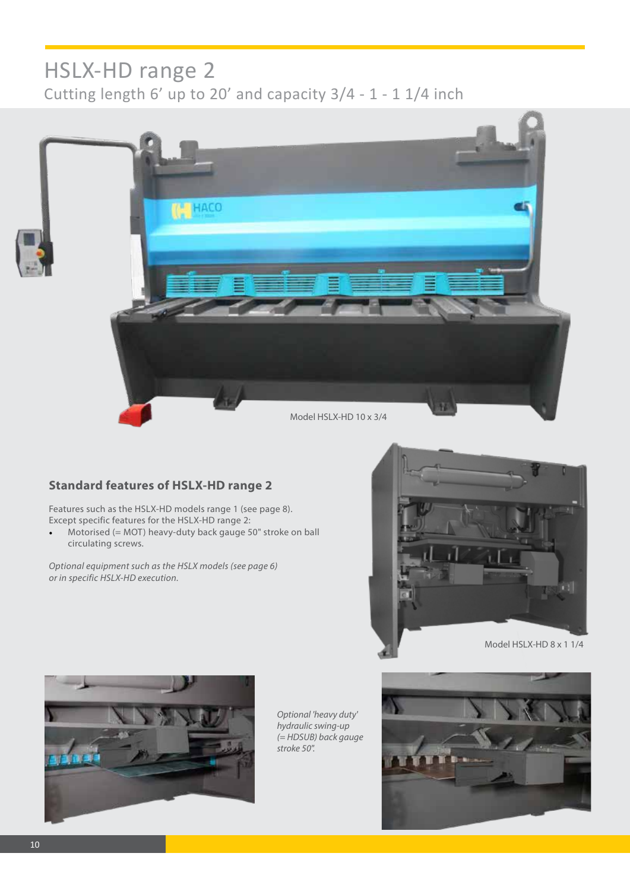# HSLX-HD range 2

Cutting length 6’ up to 20’ and capacity 3/4 - 1 - 1 1/4 inch

Model HSLX-HD 10 x 3/4

## Standard features of HSLX-HD range 2

Features such as the HSLX-HD models range 1 (see page 8).
Except specific features for the HSLX-HD range 2:

- Motorised (= MOT) heavy-duty back gauge 50" stroke on ball circulating screws.

*Optional equipment such as the HSLX models (see page 6) or in specific HSLX-HD execution.*

Model HSLX-HD 8 x 1 1/4

*Optional 'heavy duty' hydraulic swing-up (= HDSUB) back gauge stroke 50".*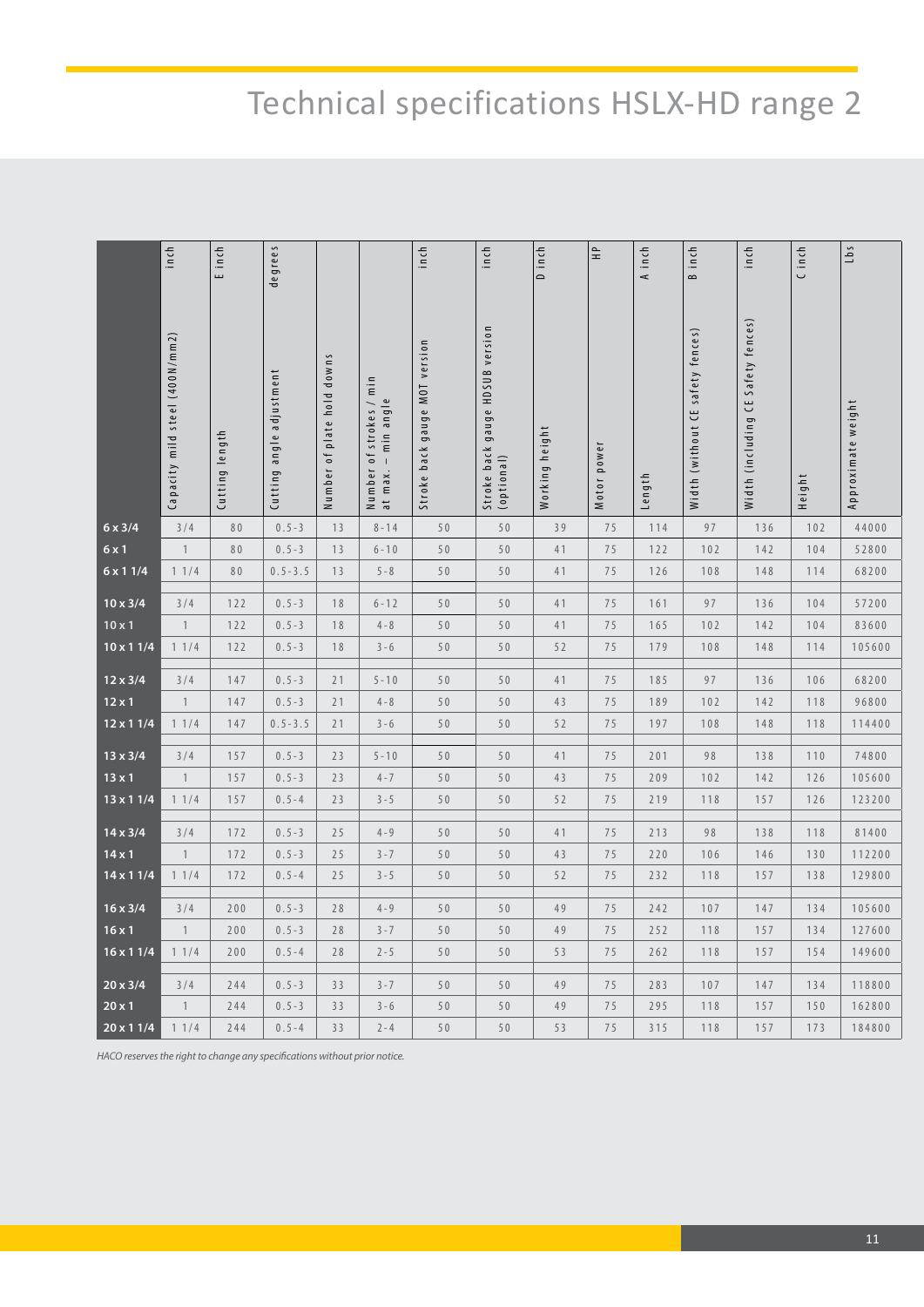# Technical specifications HSLX-HD range 2

| | Capacity mild steel (400N/mm2) inch | Cutting length E inch | Cutting angle adjustment degrees | Number of plate hold downs | Number of strokes / min at max. – min angle | Stroke back gauge MOT version inch | Stroke back gauge HDSUB version (optional) inch | Working height D inch | Motor power HP | Length A inch | Width (without CE safety fences) B inch | Width (including CE Safety fences) inch | Height C inch | Approximate weight Lbs |
|---|---|---|---|---|---|---|---|---|---|---|---|---|---|---|
| **6 x 3/4** | 3/4 | 80 | 0.5 - 3 | 13 | 8 - 14 | 50 | 50 | 39 | 75 | 114 | 97 | 136 | 102 | 44000 |
| **6 x 1** | 1 | 80 | 0.5 - 3 | 13 | 6 - 10 | 50 | 50 | 41 | 75 | 122 | 102 | 142 | 104 | 52800 |
| **6 x 1 1/4** | 1 1/4 | 80 | 0.5 - 3.5 | 13 | 5 - 8 | 50 | 50 | 41 | 75 | 126 | 108 | 148 | 114 | 68200 |
| **10 x 3/4** | 3/4 | 122 | 0.5 - 3 | 18 | 6 - 12 | 50 | 50 | 41 | 75 | 161 | 97 | 136 | 104 | 57200 |
| **10 x 1** | 1 | 122 | 0.5 - 3 | 18 | 4 - 8 | 50 | 50 | 41 | 75 | 165 | 102 | 142 | 104 | 83600 |
| **10 x 1 1/4** | 1 1/4 | 122 | 0.5 - 3 | 18 | 3 - 6 | 50 | 50 | 52 | 75 | 179 | 108 | 148 | 114 | 105600 |
| **12 x 3/4** | 3/4 | 147 | 0.5 - 3 | 21 | 5 - 10 | 50 | 50 | 41 | 75 | 185 | 97 | 136 | 106 | 68200 |
| **12 x 1** | 1 | 147 | 0.5 - 3 | 21 | 4 - 8 | 50 | 50 | 43 | 75 | 189 | 102 | 142 | 118 | 96800 |
| **12 x 1 1/4** | 1 1/4 | 147 | 0.5 - 3.5 | 21 | 3 - 6 | 50 | 50 | 52 | 75 | 197 | 108 | 148 | 118 | 114400 |
| **13 x 3/4** | 3/4 | 157 | 0.5 - 3 | 23 | 5 - 10 | 50 | 50 | 41 | 75 | 201 | 98 | 138 | 110 | 74800 |
| **13 x 1** | 1 | 157 | 0.5 - 3 | 23 | 4 - 7 | 50 | 50 | 43 | 75 | 209 | 102 | 142 | 126 | 105600 |
| **13 x 1 1/4** | 1 1/4 | 157 | 0.5 - 4 | 23 | 3 - 5 | 50 | 50 | 52 | 75 | 219 | 118 | 157 | 126 | 123200 |
| **14 x 3/4** | 3/4 | 172 | 0.5 - 3 | 25 | 4 - 9 | 50 | 50 | 41 | 75 | 213 | 98 | 138 | 118 | 81400 |
| **14 x 1** | 1 | 172 | 0.5 - 3 | 25 | 3 - 7 | 50 | 50 | 43 | 75 | 220 | 106 | 146 | 130 | 112200 |
| **14 x 1 1/4** | 1 1/4 | 172 | 0.5 - 4 | 25 | 3 - 5 | 50 | 50 | 52 | 75 | 232 | 118 | 157 | 138 | 129800 |
| **16 x 3/4** | 3/4 | 200 | 0.5 - 3 | 28 | 4 - 9 | 50 | 50 | 49 | 75 | 242 | 107 | 147 | 134 | 105600 |
| **16 x 1** | 1 | 200 | 0.5 - 3 | 28 | 3 - 7 | 50 | 50 | 49 | 75 | 252 | 118 | 157 | 134 | 127600 |
| **16 x 1 1/4** | 1 1/4 | 200 | 0.5 - 4 | 28 | 2 - 5 | 50 | 50 | 53 | 75 | 262 | 118 | 157 | 154 | 149600 |
| **20 x 3/4** | 3/4 | 244 | 0.5 - 3 | 33 | 3 - 7 | 50 | 50 | 49 | 75 | 283 | 107 | 147 | 134 | 118800 |
| **20 x 1** | 1 | 244 | 0.5 - 3 | 33 | 3 - 6 | 50 | 50 | 49 | 75 | 295 | 118 | 157 | 150 | 162800 |
| **20 x 1 1/4** | 1 1/4 | 244 | 0.5 - 4 | 33 | 2 - 4 | 50 | 50 | 53 | 75 | 315 | 118 | 157 | 173 | 184800 |

*HACO reserves the right to change any specifications without prior notice.*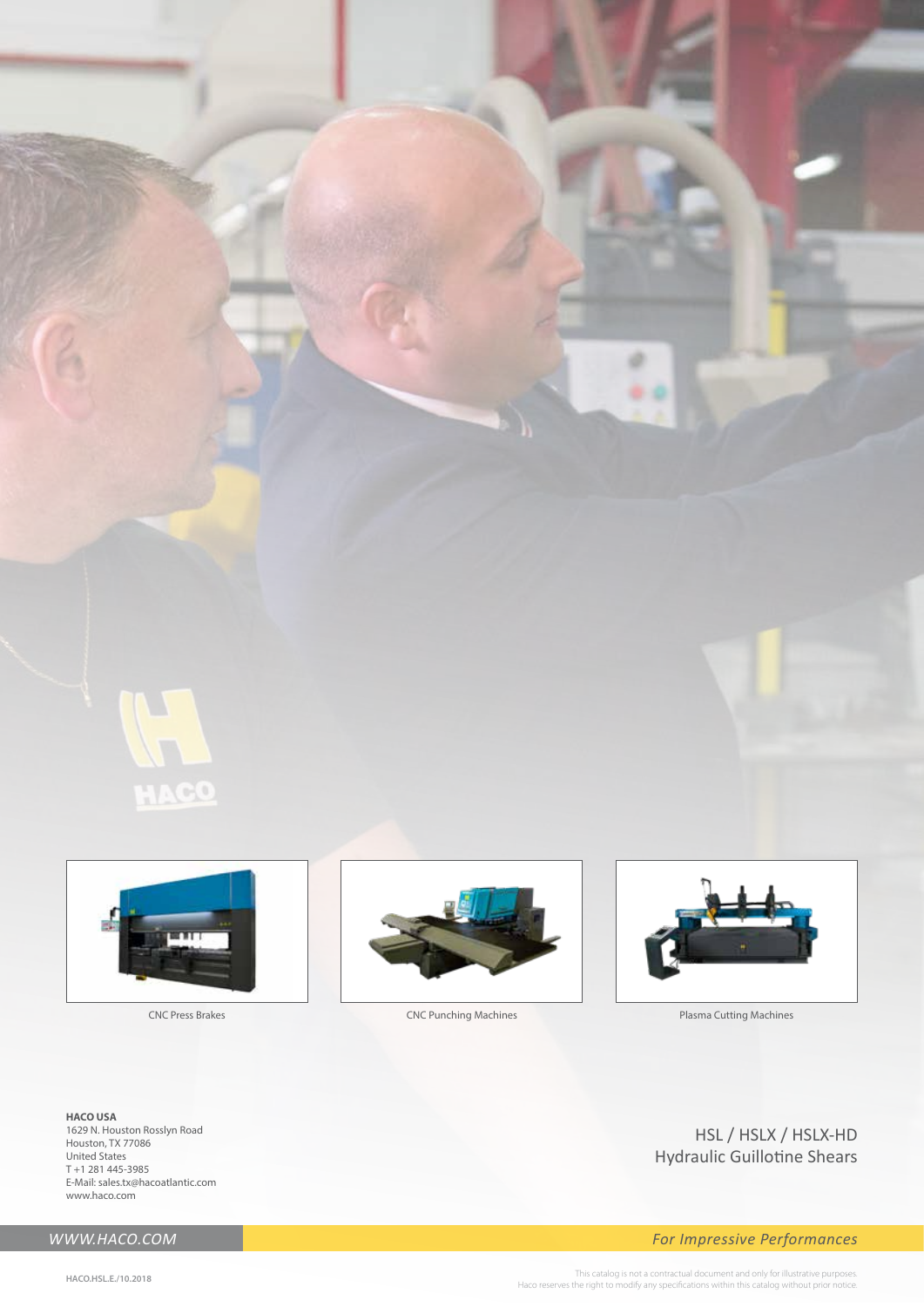CNC Press Brakes

CNC Punching Machines

Plasma Cutting Machines

**HACO USA**
1629 N. Houston Rosslyn Road
Houston, TX 77086
United States
T +1 281 445-3985
E-Mail: sales.tx@hacoatlantic.com
www.haco.com

HSL / HSLX / HSLX-HD
Hydraulic Guillotine Shears

*WWW.HACO.COM*

*For Impressive Performances*

HACO.HSL.E./10.2018

This catalog is not a contractual document and only for illustrative purposes.
Haco reserves the right to modify any specifications within this catalog without prior notice.